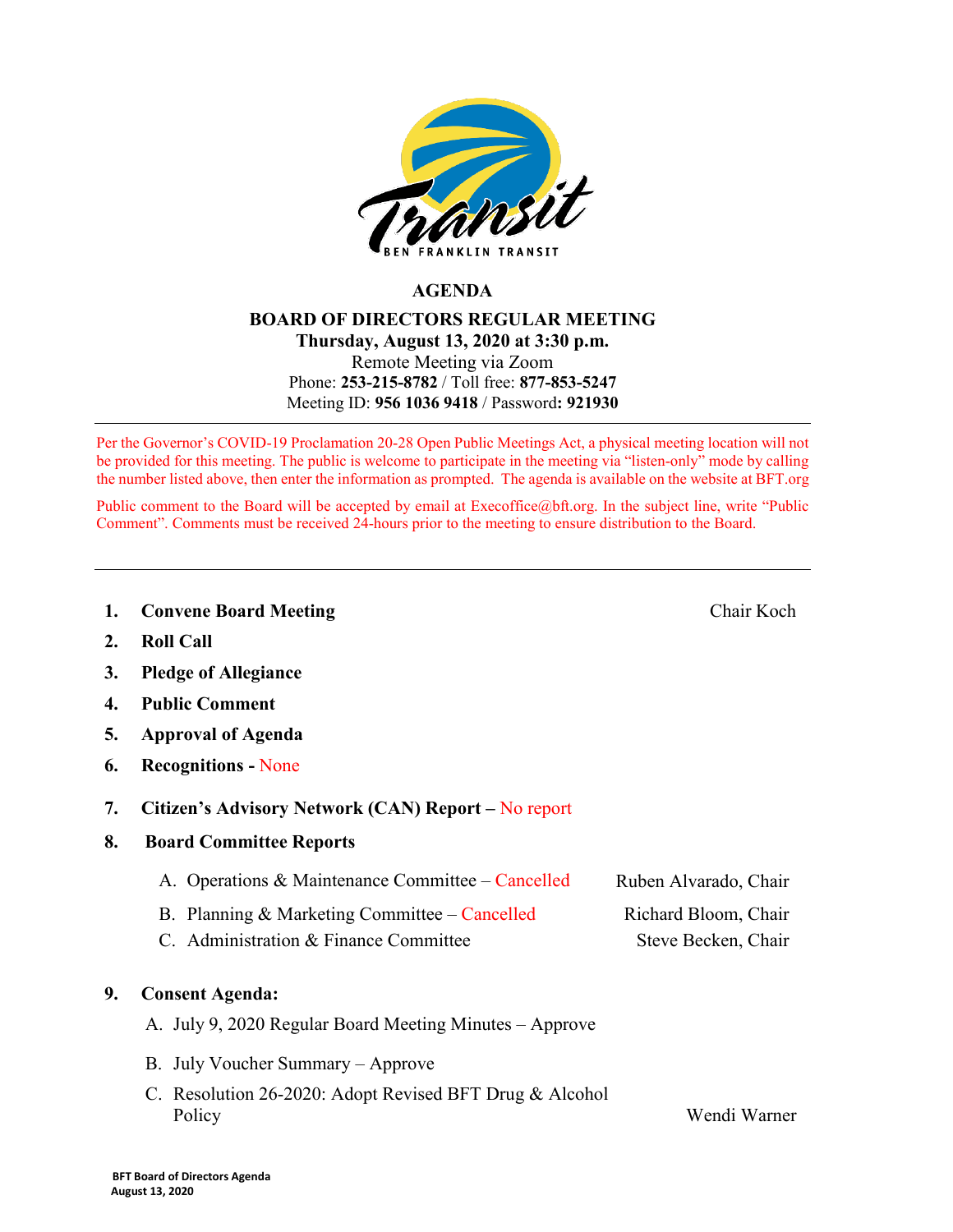# AGENDA

## BOARD OF DIRECTORS REGULAR MEETING

**Thursday, August 13, 2020 at 3:30 p.m.**

Remote Meeting via Zoom

Phone: **253-215-8782** / Toll free: **877-853-5247**

Meeting ID: **956 1036 9418** / Password**: 921930**

---

Per the Governor's COVID-19 Proclamation 20-28 Open Public Meetings Act, a physical meeting location will not be provided for this meeting. The public is welcome to participate in the meeting via "listen-only" mode by calling the number listed above, then enter the information as prompted. The agenda is available on the website at BFT.org

Public comment to the Board will be accepted by email at Execoffice@bft.org. In the subject line, write "Public Comment". Comments must be received 24-hours prior to the meeting to ensure distribution to the Board.

---

1. **Convene Board Meeting** — Chair Koch
2. **Roll Call**
3. **Pledge of Allegiance**
4. **Public Comment**
5. **Approval of Agenda**
6. **Recognitions -** None
7. **Citizen's Advisory Network (CAN) Report –** No report
8. **Board Committee Reports**
   - A. Operations & Maintenance Committee – Cancelled — Ruben Alvarado, Chair
   - B. Planning & Marketing Committee – Cancelled — Richard Bloom, Chair
   - C. Administration & Finance Committee — Steve Becken, Chair
9. **Consent Agenda:**
   - A. July 9, 2020 Regular Board Meeting Minutes – Approve
   - B. July Voucher Summary – Approve
   - C. Resolution 26-2020: Adopt Revised BFT Drug & Alcohol Policy — Wendi Warner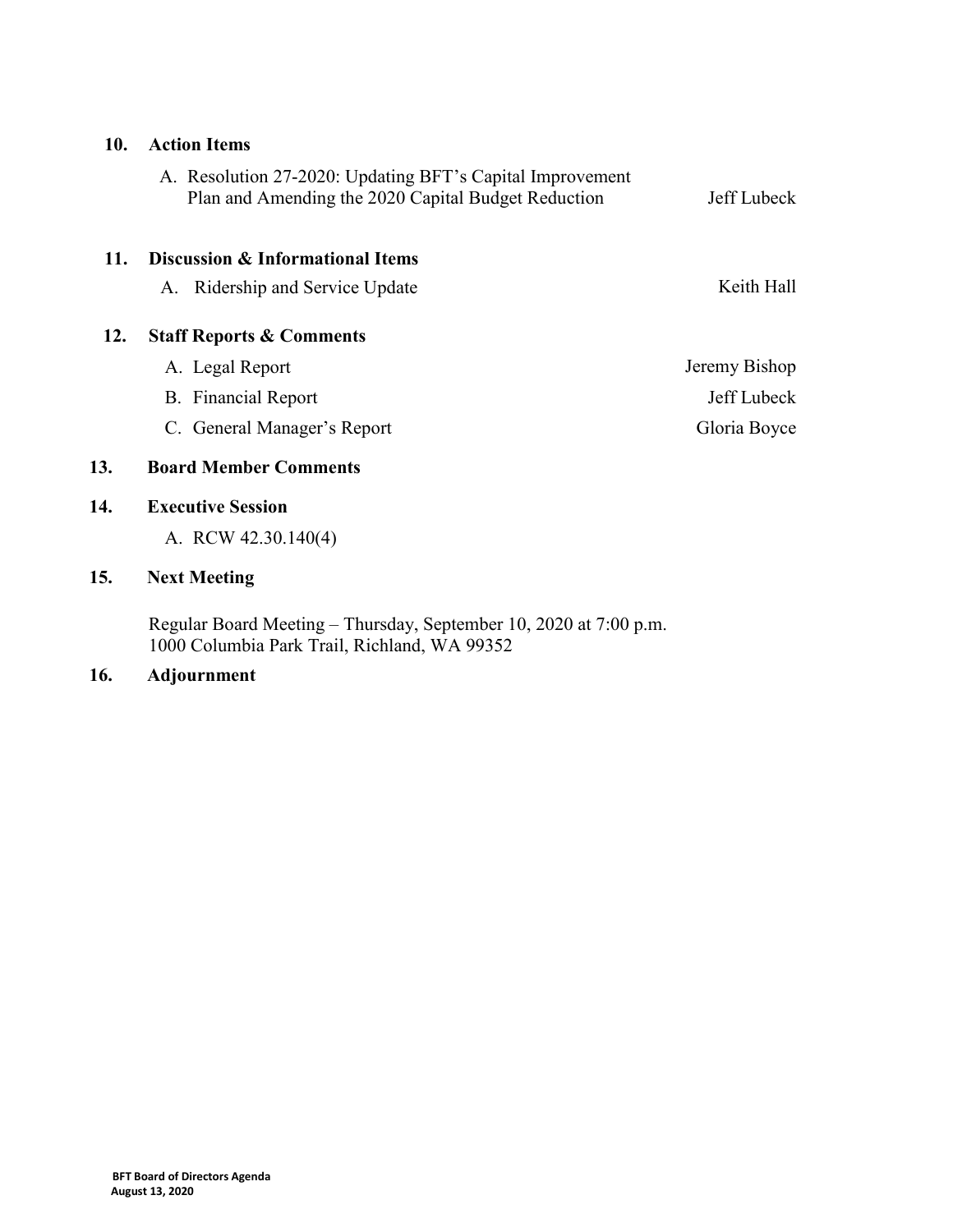**10. Action Items**

A. Resolution 27-2020: Updating BFT's Capital Improvement Plan and Amending the 2020 Capital Budget Reduction — Jeff Lubeck

**11. Discussion & Informational Items**

A. Ridership and Service Update — Keith Hall

**12. Staff Reports & Comments**

A. Legal Report — Jeremy Bishop

B. Financial Report — Jeff Lubeck

C. General Manager's Report — Gloria Boyce

**13. Board Member Comments**

**14. Executive Session**

A. RCW 42.30.140(4)

**15. Next Meeting**

Regular Board Meeting – Thursday, September 10, 2020 at 7:00 p.m.
1000 Columbia Park Trail, Richland, WA 99352

**16. Adjournment**